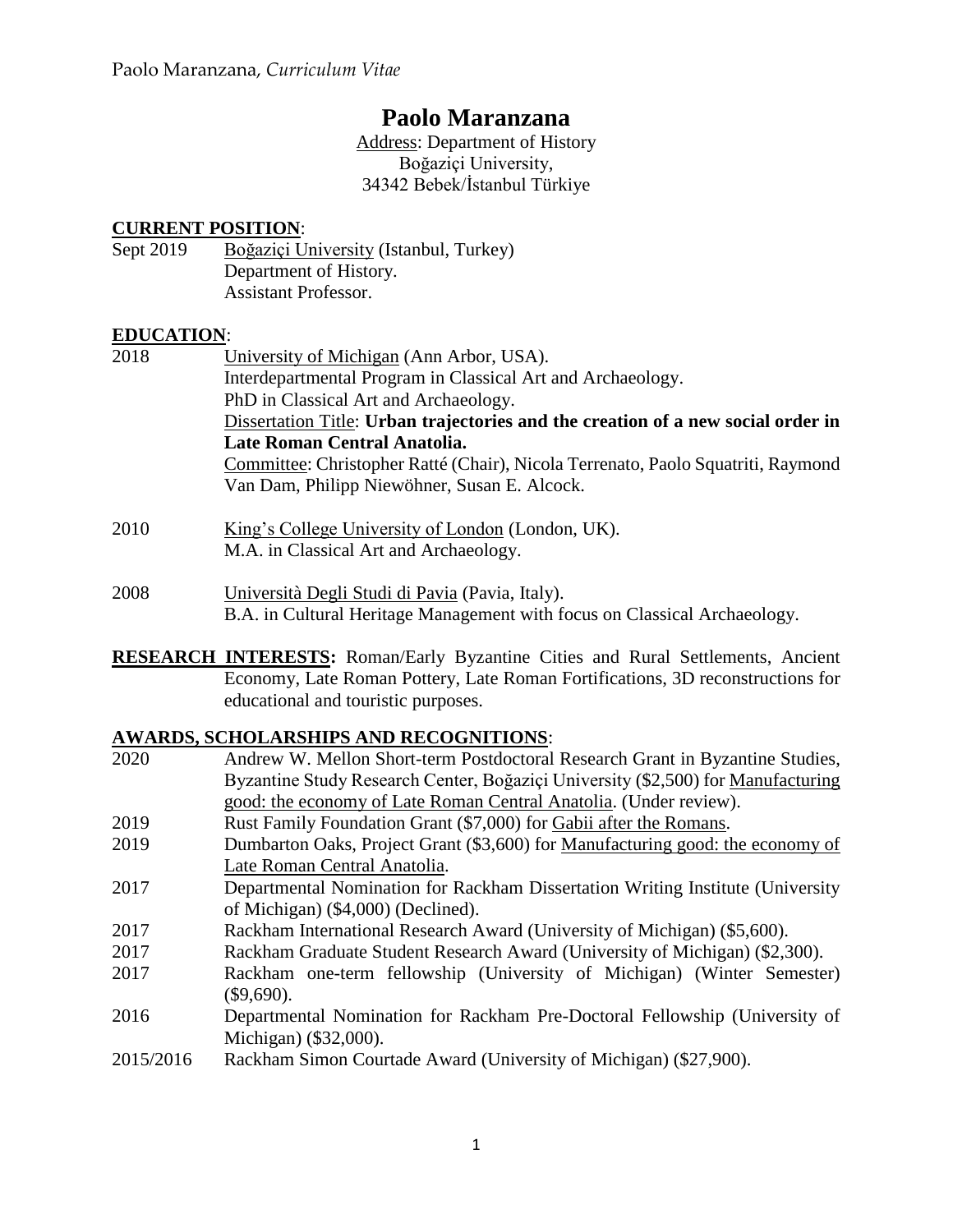# Paolo Maranzana

Address: Department of History
Boğaziçi University,
34342 Bebek/İstanbul Türkiye

## CURRENT POSITION:

Sept 2019 — Boğaziçi University (Istanbul, Turkey)
Department of History.
Assistant Professor.

## EDUCATION:

2018 — University of Michigan (Ann Arbor, USA).
Interdepartmental Program in Classical Art and Archaeology.
PhD in Classical Art and Archaeology.
Dissertation Title: **Urban trajectories and the creation of a new social order in Late Roman Central Anatolia.**
Committee: Christopher Ratté (Chair), Nicola Terrenato, Paolo Squatriti, Raymond Van Dam, Philipp Niewöhner, Susan E. Alcock.

2010 — King's College University of London (London, UK).
M.A. in Classical Art and Archaeology.

2008 — Università Degli Studi di Pavia (Pavia, Italy).
B.A. in Cultural Heritage Management with focus on Classical Archaeology.

**RESEARCH INTERESTS:** Roman/Early Byzantine Cities and Rural Settlements, Ancient Economy, Late Roman Pottery, Late Roman Fortifications, 3D reconstructions for educational and touristic purposes.

## AWARDS, SCHOLARSHIPS AND RECOGNITIONS:

- 2020 — Andrew W. Mellon Short-term Postdoctoral Research Grant in Byzantine Studies, Byzantine Study Research Center, Boğaziçi University ($2,500) for Manufacturing good: the economy of Late Roman Central Anatolia. (Under review).
- 2019 — Rust Family Foundation Grant ($7,000) for Gabii after the Romans.
- 2019 — Dumbarton Oaks, Project Grant ($3,600) for Manufacturing good: the economy of Late Roman Central Anatolia.
- 2017 — Departmental Nomination for Rackham Dissertation Writing Institute (University of Michigan) ($4,000) (Declined).
- 2017 — Rackham International Research Award (University of Michigan) ($5,600).
- 2017 — Rackham Graduate Student Research Award (University of Michigan) ($2,300).
- 2017 — Rackham one-term fellowship (University of Michigan) (Winter Semester) ($9,690).
- 2016 — Departmental Nomination for Rackham Pre-Doctoral Fellowship (University of Michigan) ($32,000).
- 2015/2016 — Rackham Simon Courtade Award (University of Michigan) ($27,900).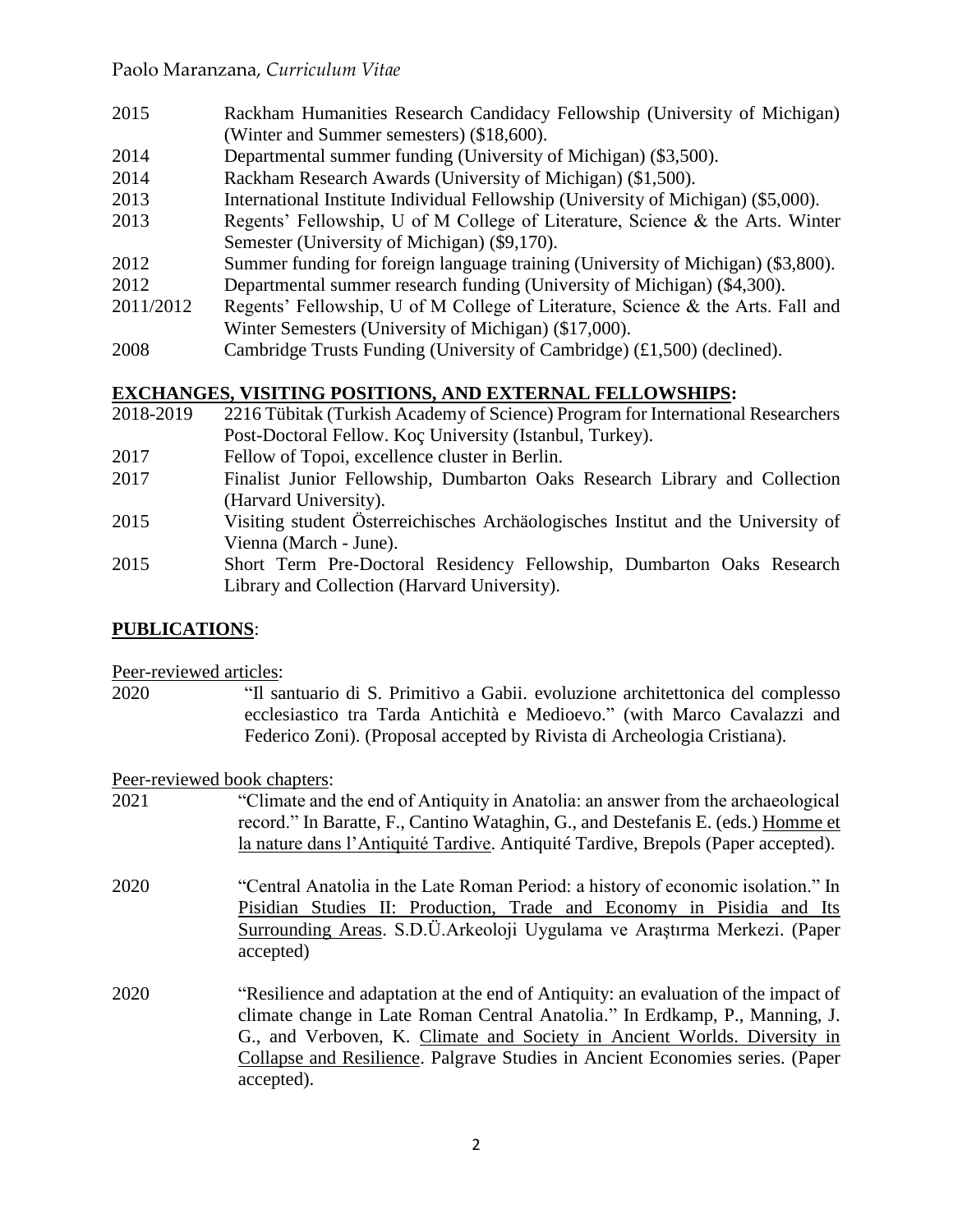2015 Rackham Humanities Research Candidacy Fellowship (University of Michigan) (Winter and Summer semesters) ($18,600).

2014 Departmental summer funding (University of Michigan) ($3,500).

2014 Rackham Research Awards (University of Michigan) ($1,500).

2013 International Institute Individual Fellowship (University of Michigan) ($5,000).

2013 Regents' Fellowship, U of M College of Literature, Science & the Arts. Winter Semester (University of Michigan) ($9,170).

2012 Summer funding for foreign language training (University of Michigan) ($3,800).

2012 Departmental summer research funding (University of Michigan) ($4,300).

2011/2012 Regents' Fellowship, U of M College of Literature, Science & the Arts. Fall and Winter Semesters (University of Michigan) ($17,000).

2008 Cambridge Trusts Funding (University of Cambridge) (£1,500) (declined).

## EXCHANGES, VISITING POSITIONS, AND EXTERNAL FELLOWSHIPS:

2018-2019 2216 Tübitak (Turkish Academy of Science) Program for International Researchers Post-Doctoral Fellow. Koç University (Istanbul, Turkey).

2017 Fellow of Topoi, excellence cluster in Berlin.

2017 Finalist Junior Fellowship, Dumbarton Oaks Research Library and Collection (Harvard University).

2015 Visiting student Österreichisches Archäologisches Institut and the University of Vienna (March - June).

2015 Short Term Pre-Doctoral Residency Fellowship, Dumbarton Oaks Research Library and Collection (Harvard University).

## PUBLICATIONS:

Peer-reviewed articles:

2020 "Il santuario di S. Primitivo a Gabii. evoluzione architettonica del complesso ecclesiastico tra Tarda Antichità e Medioevo." (with Marco Cavalazzi and Federico Zoni). (Proposal accepted by Rivista di Archeologia Cristiana).

Peer-reviewed book chapters:

2021 "Climate and the end of Antiquity in Anatolia: an answer from the archaeological record." In Baratte, F., Cantino Wataghin, G., and Destefanis E. (eds.) Homme et la nature dans l'Antiquité Tardive. Antiquité Tardive, Brepols (Paper accepted).

2020 "Central Anatolia in the Late Roman Period: a history of economic isolation." In Pisidian Studies II: Production, Trade and Economy in Pisidia and Its Surrounding Areas. S.D.Ü.Arkeoloji Uygulama ve Araştırma Merkezi. (Paper accepted)

2020 "Resilience and adaptation at the end of Antiquity: an evaluation of the impact of climate change in Late Roman Central Anatolia." In Erdkamp, P., Manning, J. G., and Verboven, K. Climate and Society in Ancient Worlds. Diversity in Collapse and Resilience. Palgrave Studies in Ancient Economies series. (Paper accepted).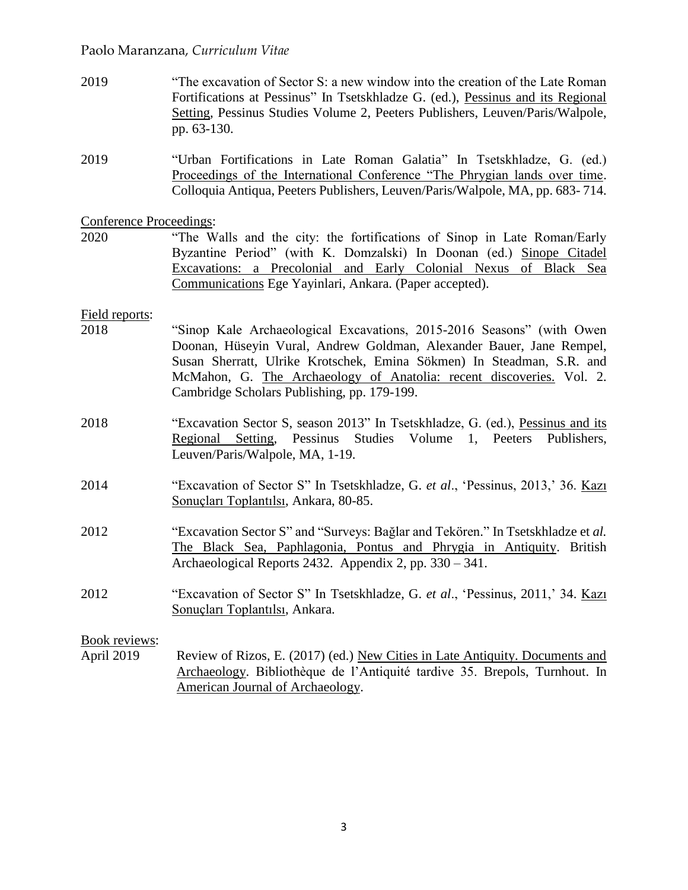2019 "The excavation of Sector S: a new window into the creation of the Late Roman Fortifications at Pessinus" In Tsetskhladze G. (ed.), Pessinus and its Regional Setting, Pessinus Studies Volume 2, Peeters Publishers, Leuven/Paris/Walpole, pp. 63-130.

2019 "Urban Fortifications in Late Roman Galatia" In Tsetskhladze, G. (ed.) Proceedings of the International Conference "The Phrygian lands over time. Colloquia Antiqua, Peeters Publishers, Leuven/Paris/Walpole, MA, pp. 683- 714.

Conference Proceedings:

2020 "The Walls and the city: the fortifications of Sinop in Late Roman/Early Byzantine Period" (with K. Domzalski) In Doonan (ed.) Sinope Citadel Excavations: a Precolonial and Early Colonial Nexus of Black Sea Communications Ege Yayinlari, Ankara. (Paper accepted).

Field reports:

2018 "Sinop Kale Archaeological Excavations, 2015-2016 Seasons" (with Owen Doonan, Hüseyin Vural, Andrew Goldman, Alexander Bauer, Jane Rempel, Susan Sherratt, Ulrike Krotschek, Emina Sökmen) In Steadman, S.R. and McMahon, G. The Archaeology of Anatolia: recent discoveries. Vol. 2. Cambridge Scholars Publishing, pp. 179-199.

2018 "Excavation Sector S, season 2013" In Tsetskhladze, G. (ed.), Pessinus and its Regional Setting, Pessinus Studies Volume 1, Peeters Publishers, Leuven/Paris/Walpole, MA, 1-19.

2014 "Excavation of Sector S" In Tsetskhladze, G. *et al*., 'Pessinus, 2013,' 36. Kazı Sonuçları Toplantılsı, Ankara, 80-85.

2012 "Excavation Sector S" and "Surveys: Bağlar and Tekören." In Tsetskhladze et *al.* The Black Sea, Paphlagonia, Pontus and Phrygia in Antiquity. British Archaeological Reports 2432. Appendix 2, pp. 330 – 341.

2012 "Excavation of Sector S" In Tsetskhladze, G. *et al*., 'Pessinus, 2011,' 34. Kazı Sonuçları Toplantılsı, Ankara.

Book reviews:

April 2019 Review of Rizos, E. (2017) (ed.) New Cities in Late Antiquity. Documents and Archaeology. Bibliothèque de l'Antiquité tardive 35. Brepols, Turnhout. In American Journal of Archaeology.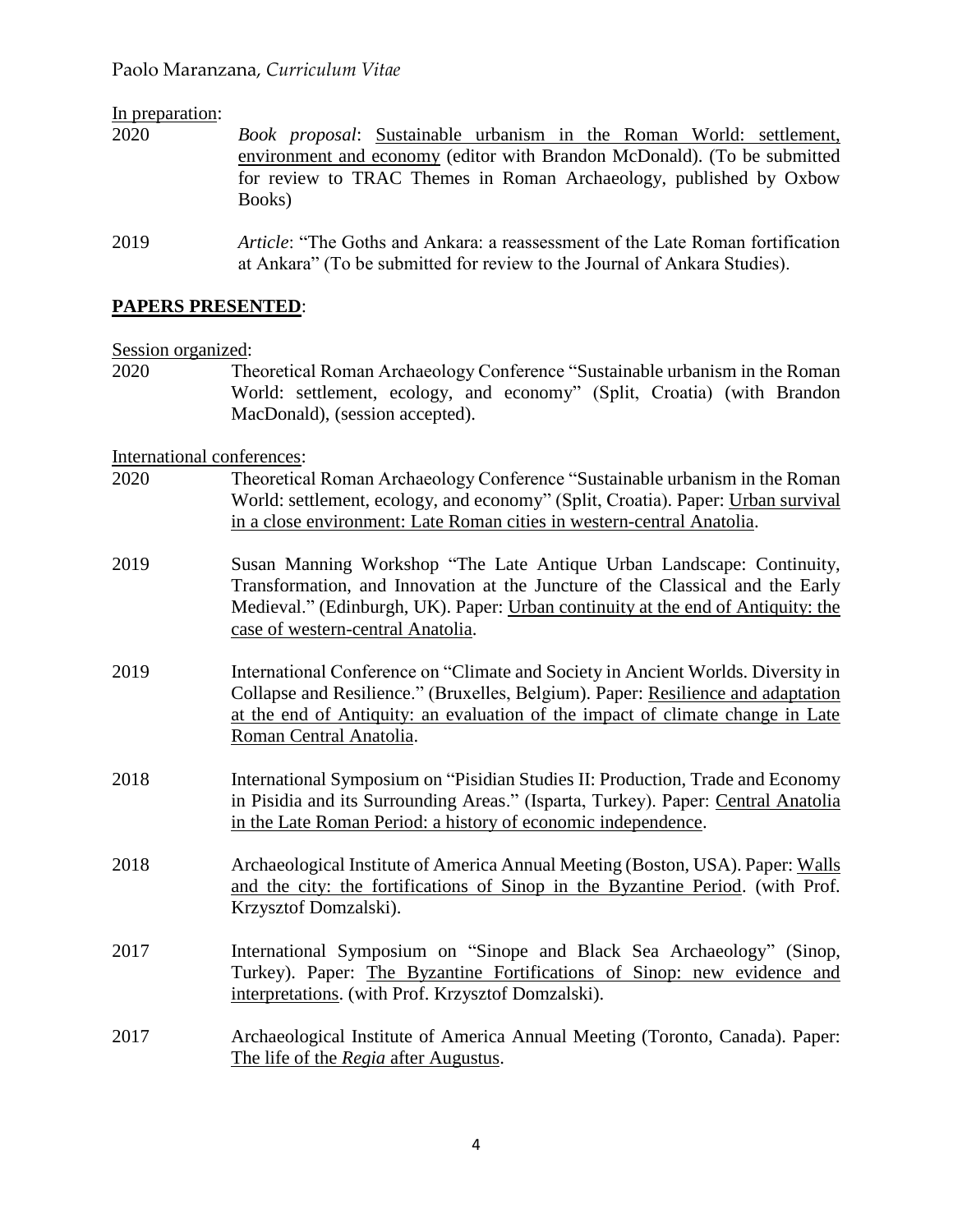In preparation:

2020 *Book proposal*: Sustainable urbanism in the Roman World: settlement, environment and economy (editor with Brandon McDonald). (To be submitted for review to TRAC Themes in Roman Archaeology, published by Oxbow Books)

2019 *Article*: "The Goths and Ankara: a reassessment of the Late Roman fortification at Ankara" (To be submitted for review to the Journal of Ankara Studies).

## PAPERS PRESENTED:

Session organized:

2020 Theoretical Roman Archaeology Conference "Sustainable urbanism in the Roman World: settlement, ecology, and economy" (Split, Croatia) (with Brandon MacDonald), (session accepted).

International conferences:

2020 Theoretical Roman Archaeology Conference "Sustainable urbanism in the Roman World: settlement, ecology, and economy" (Split, Croatia). Paper: Urban survival in a close environment: Late Roman cities in western-central Anatolia.

2019 Susan Manning Workshop "The Late Antique Urban Landscape: Continuity, Transformation, and Innovation at the Juncture of the Classical and the Early Medieval." (Edinburgh, UK). Paper: Urban continuity at the end of Antiquity: the case of western-central Anatolia.

2019 International Conference on "Climate and Society in Ancient Worlds. Diversity in Collapse and Resilience." (Bruxelles, Belgium). Paper: Resilience and adaptation at the end of Antiquity: an evaluation of the impact of climate change in Late Roman Central Anatolia.

2018 International Symposium on "Pisidian Studies II: Production, Trade and Economy in Pisidia and its Surrounding Areas." (Isparta, Turkey). Paper: Central Anatolia in the Late Roman Period: a history of economic independence.

2018 Archaeological Institute of America Annual Meeting (Boston, USA). Paper: Walls and the city: the fortifications of Sinop in the Byzantine Period. (with Prof. Krzysztof Domzalski).

2017 International Symposium on "Sinope and Black Sea Archaeology" (Sinop, Turkey). Paper: The Byzantine Fortifications of Sinop: new evidence and interpretations. (with Prof. Krzysztof Domzalski).

2017 Archaeological Institute of America Annual Meeting (Toronto, Canada). Paper: The life of the *Regia* after Augustus.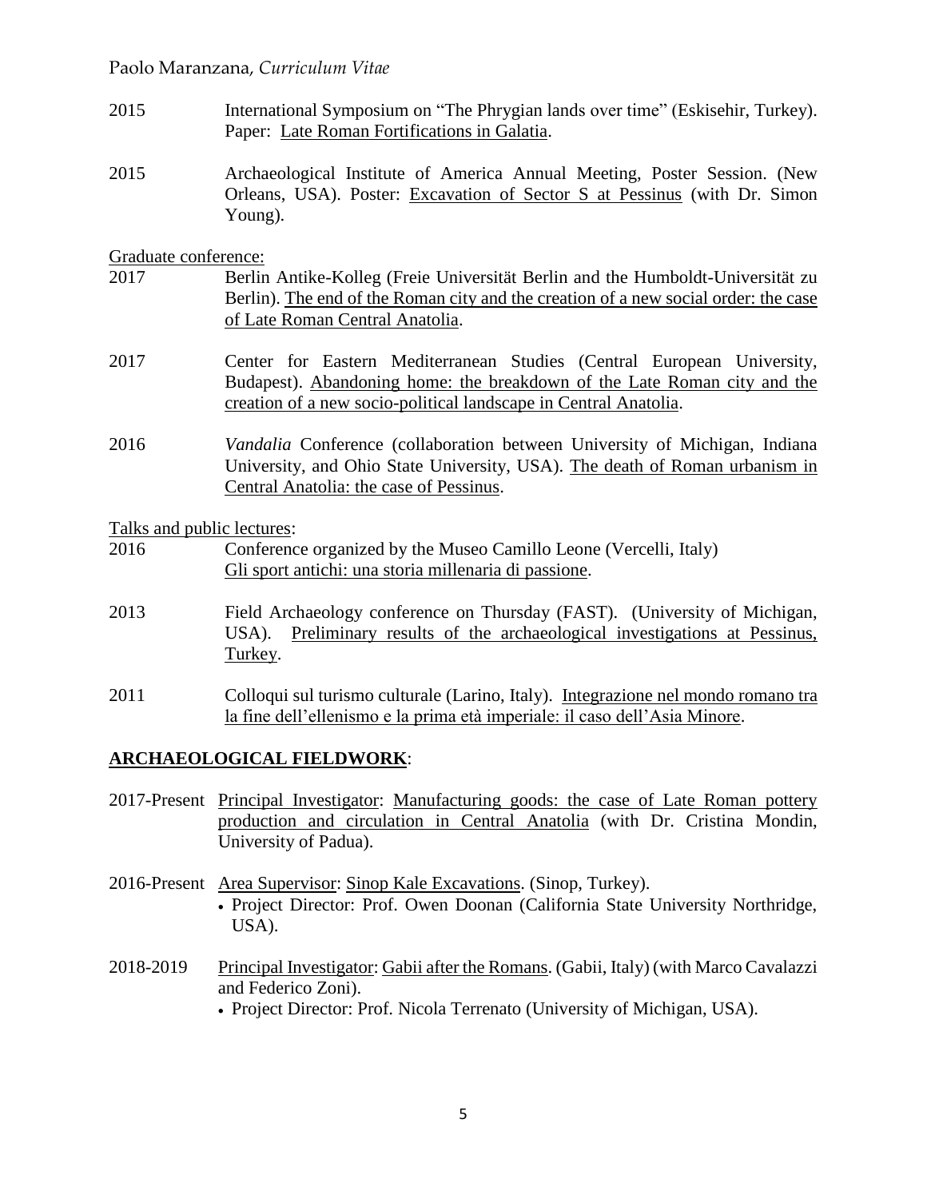2015 International Symposium on "The Phrygian lands over time" (Eskisehir, Turkey). Paper: Late Roman Fortifications in Galatia.

2015 Archaeological Institute of America Annual Meeting, Poster Session. (New Orleans, USA). Poster: Excavation of Sector S at Pessinus (with Dr. Simon Young).

Graduate conference:

2017 Berlin Antike-Kolleg (Freie Universität Berlin and the Humboldt-Universität zu Berlin). The end of the Roman city and the creation of a new social order: the case of Late Roman Central Anatolia.

2017 Center for Eastern Mediterranean Studies (Central European University, Budapest). Abandoning home: the breakdown of the Late Roman city and the creation of a new socio-political landscape in Central Anatolia.

2016 *Vandalia* Conference (collaboration between University of Michigan, Indiana University, and Ohio State University, USA). The death of Roman urbanism in Central Anatolia: the case of Pessinus.

Talks and public lectures:

2016 Conference organized by the Museo Camillo Leone (Vercelli, Italy) Gli sport antichi: una storia millenaria di passione.

2013 Field Archaeology conference on Thursday (FAST). (University of Michigan, USA). Preliminary results of the archaeological investigations at Pessinus, Turkey.

2011 Colloqui sul turismo culturale (Larino, Italy). Integrazione nel mondo romano tra la fine dell'ellenismo e la prima età imperiale: il caso dell'Asia Minore.

## ARCHAEOLOGICAL FIELDWORK:

2017-Present Principal Investigator: Manufacturing goods: the case of Late Roman pottery production and circulation in Central Anatolia (with Dr. Cristina Mondin, University of Padua).

2016-Present Area Supervisor: Sinop Kale Excavations. (Sinop, Turkey).
- Project Director: Prof. Owen Doonan (California State University Northridge, USA).

2018-2019 Principal Investigator: Gabii after the Romans. (Gabii, Italy) (with Marco Cavalazzi and Federico Zoni).
- Project Director: Prof. Nicola Terrenato (University of Michigan, USA).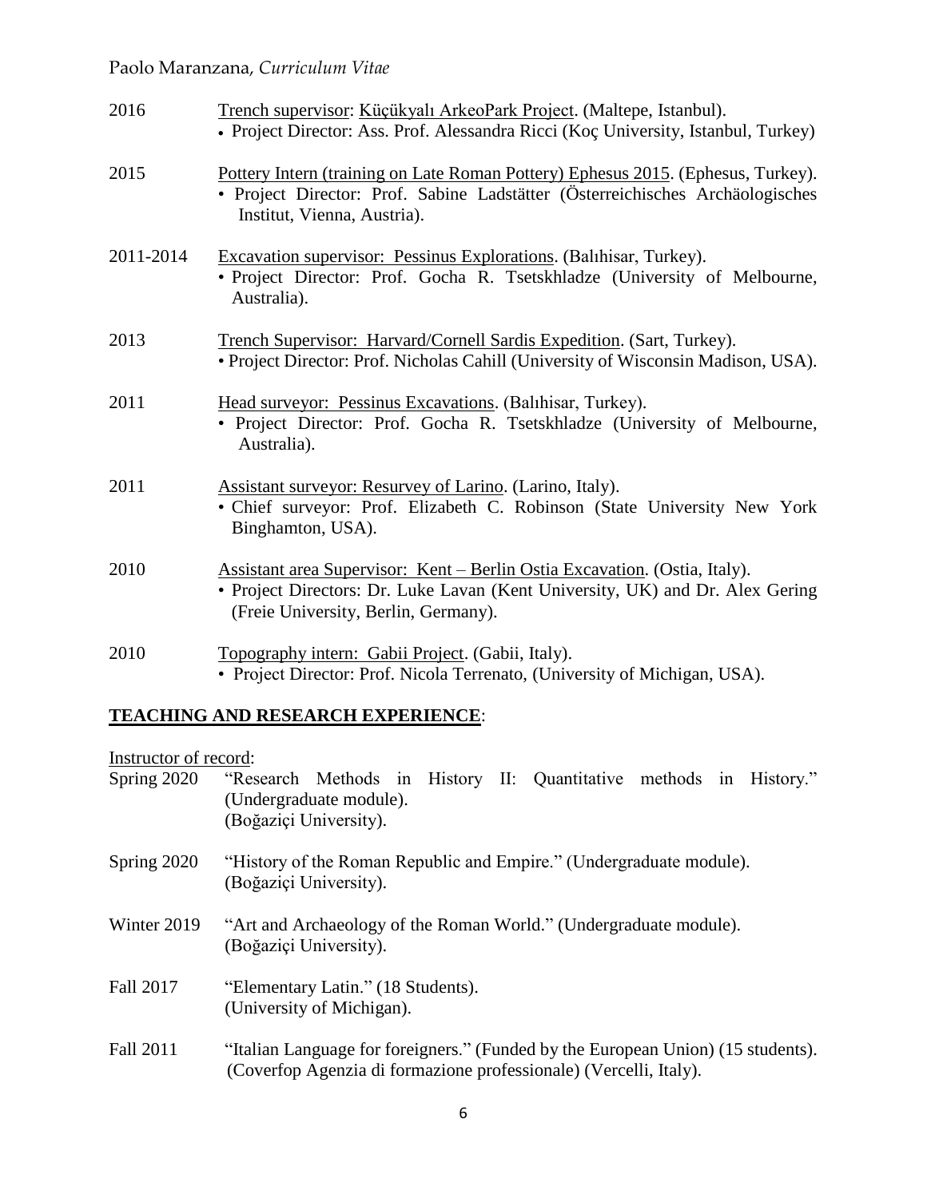2016 Trench supervisor: Küçükyalı ArkeoPark Project. (Maltepe, Istanbul).
- Project Director: Ass. Prof. Alessandra Ricci (Koç University, Istanbul, Turkey)

2015 Pottery Intern (training on Late Roman Pottery) Ephesus 2015. (Ephesus, Turkey).
- Project Director: Prof. Sabine Ladstätter (Österreichisches Archäologisches Institut, Vienna, Austria).

2011-2014 Excavation supervisor: Pessinus Explorations. (Balıhisar, Turkey).
- Project Director: Prof. Gocha R. Tsetskhladze (University of Melbourne, Australia).

2013 Trench Supervisor: Harvard/Cornell Sardis Expedition. (Sart, Turkey).
- Project Director: Prof. Nicholas Cahill (University of Wisconsin Madison, USA).

2011 Head surveyor: Pessinus Excavations. (Balıhisar, Turkey).
- Project Director: Prof. Gocha R. Tsetskhladze (University of Melbourne, Australia).

2011 Assistant surveyor: Resurvey of Larino. (Larino, Italy).
- Chief surveyor: Prof. Elizabeth C. Robinson (State University New York Binghamton, USA).

2010 Assistant area Supervisor: Kent – Berlin Ostia Excavation. (Ostia, Italy).
- Project Directors: Dr. Luke Lavan (Kent University, UK) and Dr. Alex Gering (Freie University, Berlin, Germany).

2010 Topography intern: Gabii Project. (Gabii, Italy).
- Project Director: Prof. Nicola Terrenato, (University of Michigan, USA).

## TEACHING AND RESEARCH EXPERIENCE:

Instructor of record:

Spring 2020 "Research Methods in History II: Quantitative methods in History." (Undergraduate module). (Boğaziçi University).

Spring 2020 "History of the Roman Republic and Empire." (Undergraduate module). (Boğaziçi University).

Winter 2019 "Art and Archaeology of the Roman World." (Undergraduate module). (Boğaziçi University).

Fall 2017 "Elementary Latin." (18 Students). (University of Michigan).

Fall 2011 "Italian Language for foreigners." (Funded by the European Union) (15 students). (Coverfop Agenzia di formazione professionale) (Vercelli, Italy).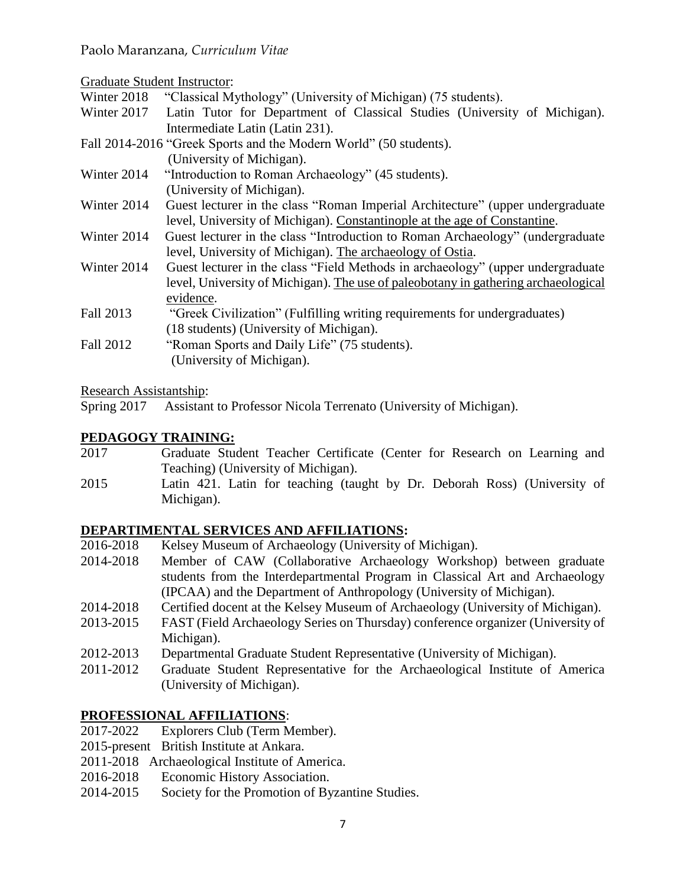Graduate Student Instructor:

Winter 2018 "Classical Mythology" (University of Michigan) (75 students).

Winter 2017 Latin Tutor for Department of Classical Studies (University of Michigan). Intermediate Latin (Latin 231).

Fall 2014-2016 "Greek Sports and the Modern World" (50 students). (University of Michigan).

Winter 2014 "Introduction to Roman Archaeology" (45 students). (University of Michigan).

Winter 2014 Guest lecturer in the class "Roman Imperial Architecture" (upper undergraduate level, University of Michigan). Constantinople at the age of Constantine.

Winter 2014 Guest lecturer in the class "Introduction to Roman Archaeology" (undergraduate level, University of Michigan). The archaeology of Ostia.

Winter 2014 Guest lecturer in the class "Field Methods in archaeology" (upper undergraduate level, University of Michigan). The use of paleobotany in gathering archaeological evidence.

Fall 2013 "Greek Civilization" (Fulfilling writing requirements for undergraduates) (18 students) (University of Michigan).

Fall 2012 "Roman Sports and Daily Life" (75 students). (University of Michigan).

Research Assistantship:

Spring 2017 Assistant to Professor Nicola Terrenato (University of Michigan).

## PEDAGOGY TRAINING:

2017 Graduate Student Teacher Certificate (Center for Research on Learning and Teaching) (University of Michigan).

2015 Latin 421. Latin for teaching (taught by Dr. Deborah Ross) (University of Michigan).

## DEPARTIMENTAL SERVICES AND AFFILIATIONS:

2016-2018 Kelsey Museum of Archaeology (University of Michigan).

2014-2018 Member of CAW (Collaborative Archaeology Workshop) between graduate students from the Interdepartmental Program in Classical Art and Archaeology (IPCAA) and the Department of Anthropology (University of Michigan).

2014-2018 Certified docent at the Kelsey Museum of Archaeology (University of Michigan).

2013-2015 FAST (Field Archaeology Series on Thursday) conference organizer (University of Michigan).

2012-2013 Departmental Graduate Student Representative (University of Michigan).

2011-2012 Graduate Student Representative for the Archaeological Institute of America (University of Michigan).

## PROFESSIONAL AFFILIATIONS:

2017-2022 Explorers Club (Term Member).

2015-present British Institute at Ankara.

2011-2018 Archaeological Institute of America.

2016-2018 Economic History Association.

2014-2015 Society for the Promotion of Byzantine Studies.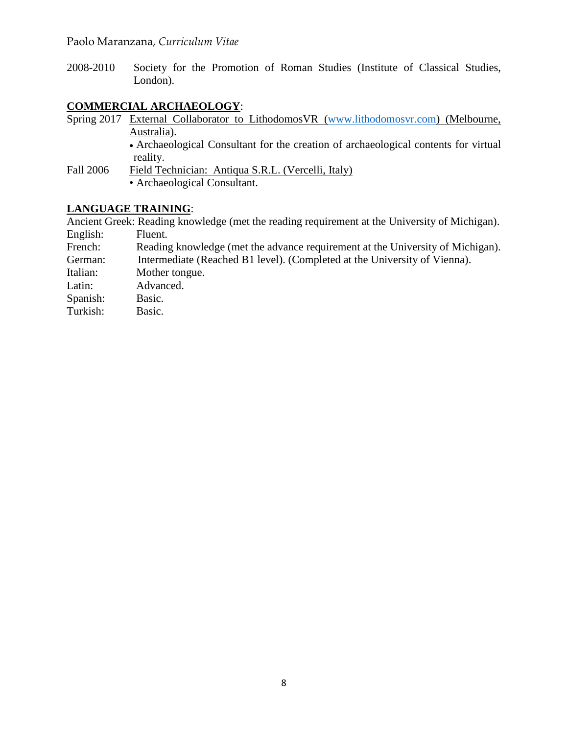2008-2010 Society for the Promotion of Roman Studies (Institute of Classical Studies, London).

**COMMERCIAL ARCHAEOLOGY**:

Spring 2017 External Collaborator to LithodomosVR (www.lithodomosvr.com) (Melbourne, Australia).

- Archaeological Consultant for the creation of archaeological contents for virtual reality.

Fall 2006 Field Technician: Antiqua S.R.L. (Vercelli, Italy)

- Archaeological Consultant.

**LANGUAGE TRAINING**:

Ancient Greek: Reading knowledge (met the reading requirement at the University of Michigan).
English: Fluent.
French: Reading knowledge (met the advance requirement at the University of Michigan).
German: Intermediate (Reached B1 level). (Completed at the University of Vienna).
Italian: Mother tongue.
Latin: Advanced.
Spanish: Basic.
Turkish: Basic.